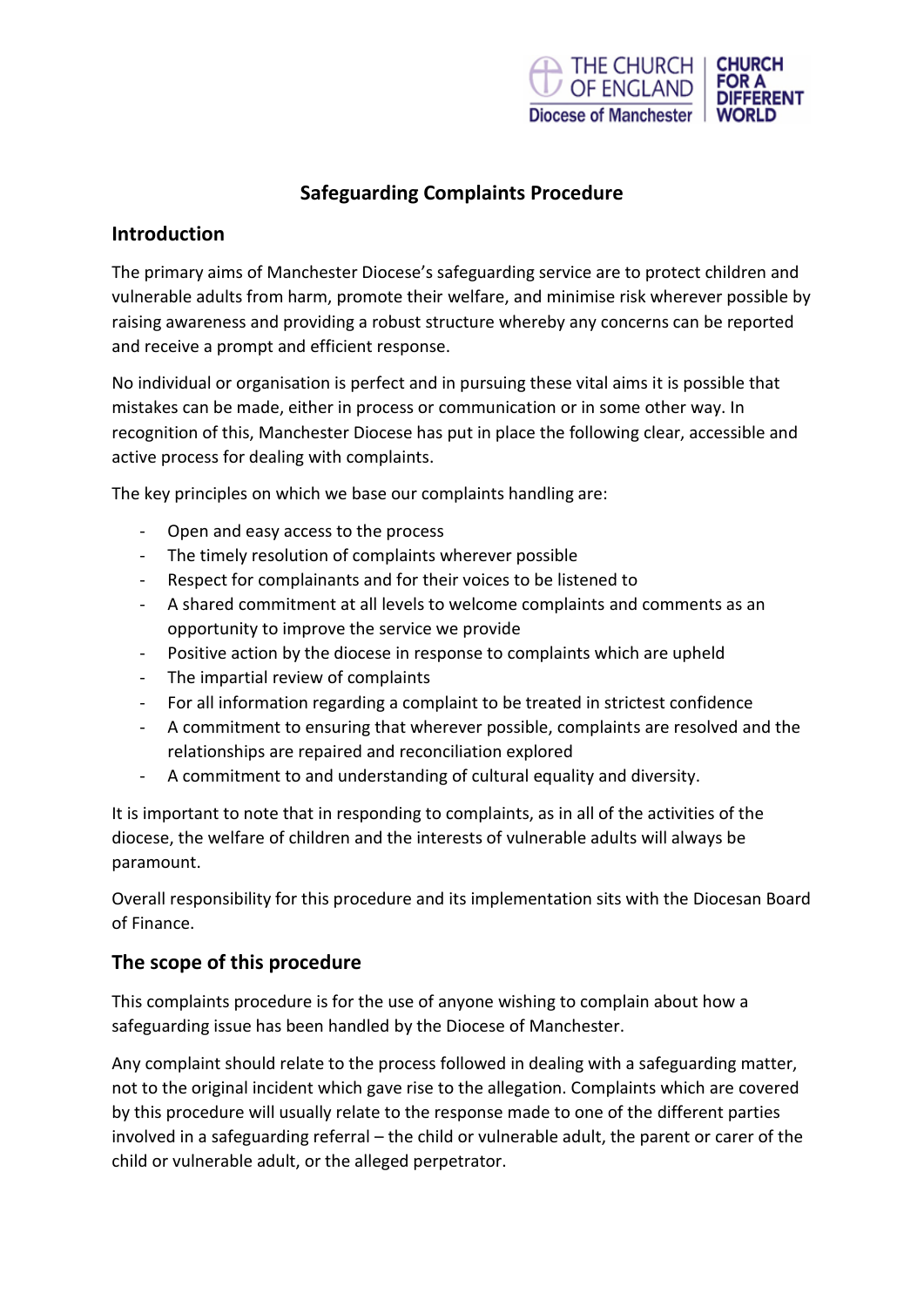# Safeguarding Complaints Procedure

## Introduction

The primary aims of Manchester Diocese's safeguarding service are to protect children and vulnerable adults from harm, promote their welfare, and minimise risk wherever possible by raising awareness and providing a robust structure whereby any concerns can be reported and receive a prompt and efficient response.

No individual or organisation is perfect and in pursuing these vital aims it is possible that mistakes can be made, either in process or communication or in some other way. In recognition of this, Manchester Diocese has put in place the following clear, accessible and active process for dealing with complaints.

The key principles on which we base our complaints handling are:

- Open and easy access to the process
- The timely resolution of complaints wherever possible
- Respect for complainants and for their voices to be listened to
- A shared commitment at all levels to welcome complaints and comments as an opportunity to improve the service we provide
- Positive action by the diocese in response to complaints which are upheld
- The impartial review of complaints
- For all information regarding a complaint to be treated in strictest confidence
- A commitment to ensuring that wherever possible, complaints are resolved and the relationships are repaired and reconciliation explored
- A commitment to and understanding of cultural equality and diversity.

It is important to note that in responding to complaints, as in all of the activities of the diocese, the welfare of children and the interests of vulnerable adults will always be paramount.

Overall responsibility for this procedure and its implementation sits with the Diocesan Board of Finance.

## The scope of this procedure

This complaints procedure is for the use of anyone wishing to complain about how a safeguarding issue has been handled by the Diocese of Manchester.

Any complaint should relate to the process followed in dealing with a safeguarding matter, not to the original incident which gave rise to the allegation. Complaints which are covered by this procedure will usually relate to the response made to one of the different parties involved in a safeguarding referral – the child or vulnerable adult, the parent or carer of the child or vulnerable adult, or the alleged perpetrator.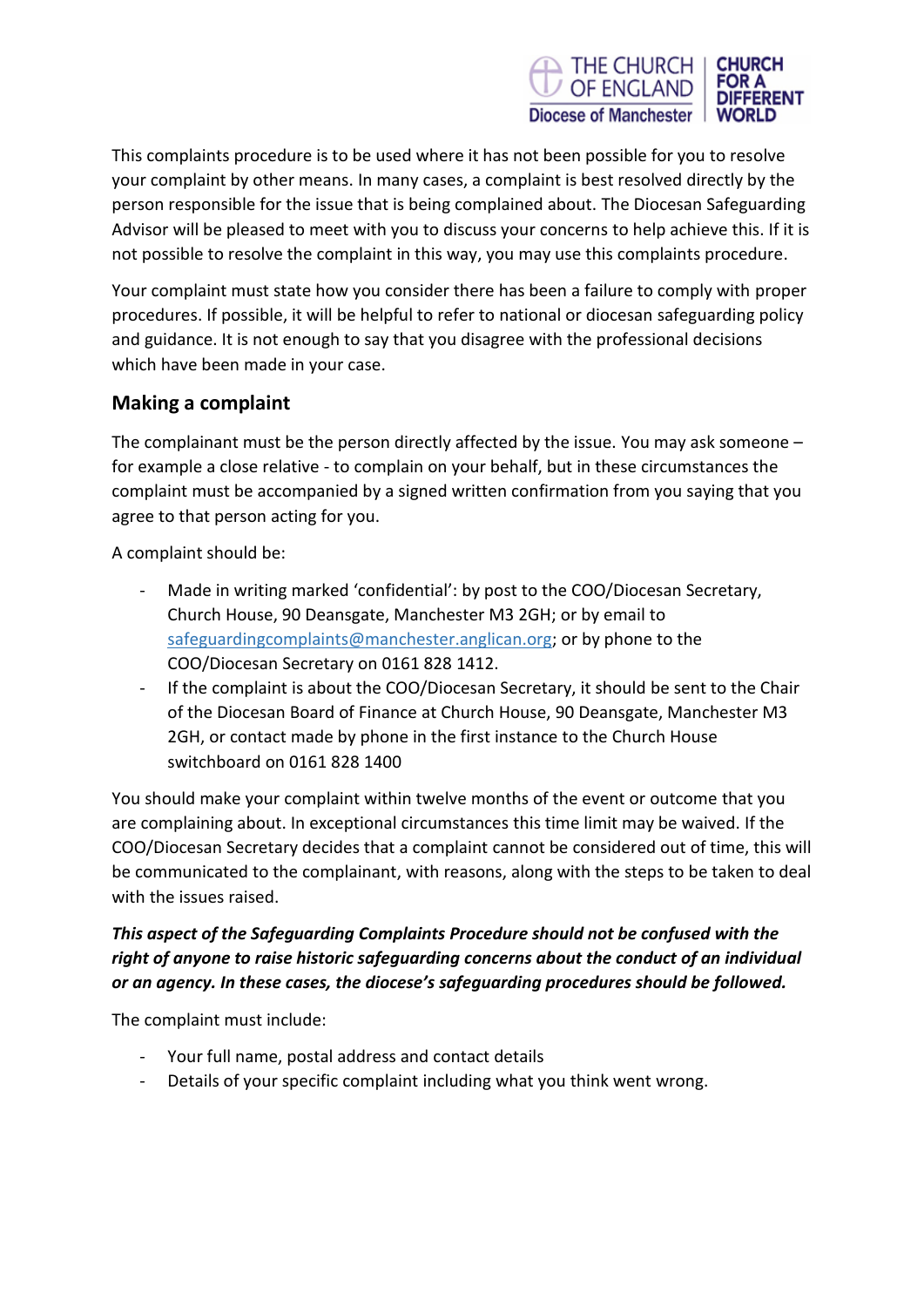This complaints procedure is to be used where it has not been possible for you to resolve your complaint by other means. In many cases, a complaint is best resolved directly by the person responsible for the issue that is being complained about. The Diocesan Safeguarding Advisor will be pleased to meet with you to discuss your concerns to help achieve this. If it is not possible to resolve the complaint in this way, you may use this complaints procedure.

Your complaint must state how you consider there has been a failure to comply with proper procedures. If possible, it will be helpful to refer to national or diocesan safeguarding policy and guidance. It is not enough to say that you disagree with the professional decisions which have been made in your case.

## Making a complaint

The complainant must be the person directly affected by the issue. You may ask someone – for example a close relative - to complain on your behalf, but in these circumstances the complaint must be accompanied by a signed written confirmation from you saying that you agree to that person acting for you.

A complaint should be:

- Made in writing marked 'confidential': by post to the COO/Diocesan Secretary, Church House, 90 Deansgate, Manchester M3 2GH; or by email to safeguardingcomplaints@manchester.anglican.org; or by phone to the COO/Diocesan Secretary on 0161 828 1412.
- If the complaint is about the COO/Diocesan Secretary, it should be sent to the Chair of the Diocesan Board of Finance at Church House, 90 Deansgate, Manchester M3 2GH, or contact made by phone in the first instance to the Church House switchboard on 0161 828 1400

You should make your complaint within twelve months of the event or outcome that you are complaining about. In exceptional circumstances this time limit may be waived. If the COO/Diocesan Secretary decides that a complaint cannot be considered out of time, this will be communicated to the complainant, with reasons, along with the steps to be taken to deal with the issues raised.

***This aspect of the Safeguarding Complaints Procedure should not be confused with the right of anyone to raise historic safeguarding concerns about the conduct of an individual or an agency. In these cases, the diocese's safeguarding procedures should be followed.***

The complaint must include:

- Your full name, postal address and contact details
- Details of your specific complaint including what you think went wrong.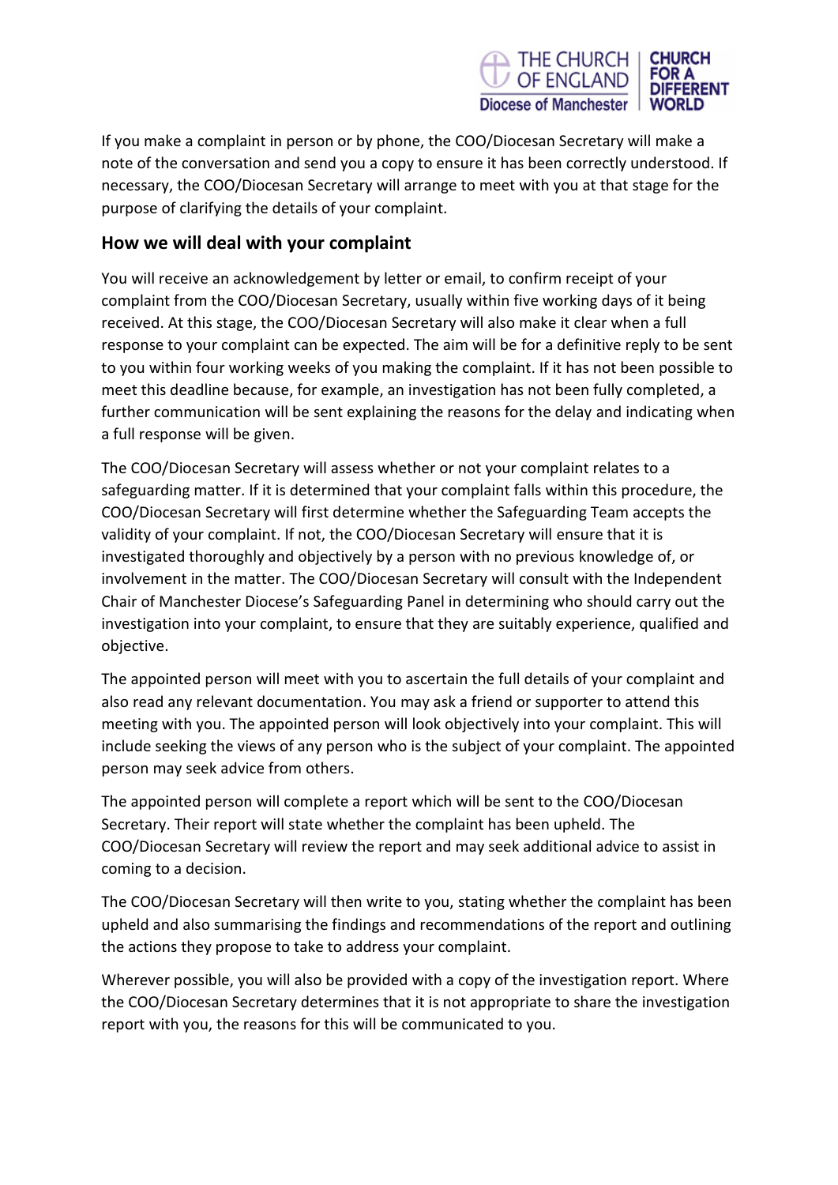If you make a complaint in person or by phone, the COO/Diocesan Secretary will make a note of the conversation and send you a copy to ensure it has been correctly understood. If necessary, the COO/Diocesan Secretary will arrange to meet with you at that stage for the purpose of clarifying the details of your complaint.

## How we will deal with your complaint

You will receive an acknowledgement by letter or email, to confirm receipt of your complaint from the COO/Diocesan Secretary, usually within five working days of it being received. At this stage, the COO/Diocesan Secretary will also make it clear when a full response to your complaint can be expected. The aim will be for a definitive reply to be sent to you within four working weeks of you making the complaint. If it has not been possible to meet this deadline because, for example, an investigation has not been fully completed, a further communication will be sent explaining the reasons for the delay and indicating when a full response will be given.

The COO/Diocesan Secretary will assess whether or not your complaint relates to a safeguarding matter. If it is determined that your complaint falls within this procedure, the COO/Diocesan Secretary will first determine whether the Safeguarding Team accepts the validity of your complaint. If not, the COO/Diocesan Secretary will ensure that it is investigated thoroughly and objectively by a person with no previous knowledge of, or involvement in the matter. The COO/Diocesan Secretary will consult with the Independent Chair of Manchester Diocese's Safeguarding Panel in determining who should carry out the investigation into your complaint, to ensure that they are suitably experience, qualified and objective.

The appointed person will meet with you to ascertain the full details of your complaint and also read any relevant documentation. You may ask a friend or supporter to attend this meeting with you. The appointed person will look objectively into your complaint. This will include seeking the views of any person who is the subject of your complaint. The appointed person may seek advice from others.

The appointed person will complete a report which will be sent to the COO/Diocesan Secretary. Their report will state whether the complaint has been upheld. The COO/Diocesan Secretary will review the report and may seek additional advice to assist in coming to a decision.

The COO/Diocesan Secretary will then write to you, stating whether the complaint has been upheld and also summarising the findings and recommendations of the report and outlining the actions they propose to take to address your complaint.

Wherever possible, you will also be provided with a copy of the investigation report. Where the COO/Diocesan Secretary determines that it is not appropriate to share the investigation report with you, the reasons for this will be communicated to you.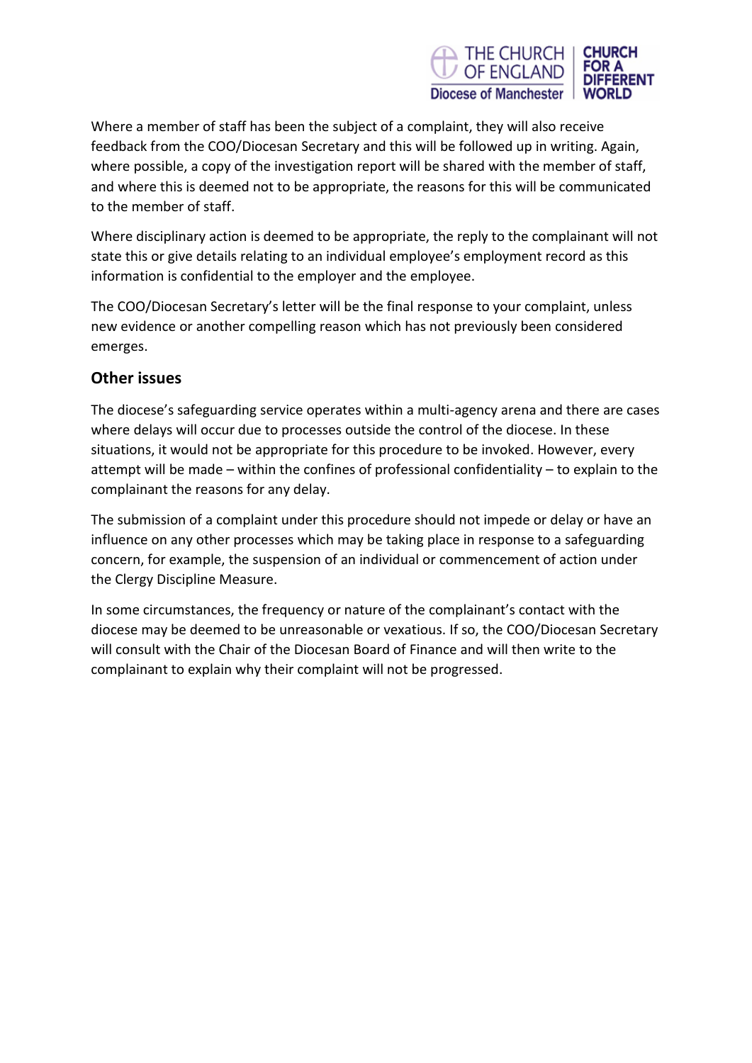Where a member of staff has been the subject of a complaint, they will also receive feedback from the COO/Diocesan Secretary and this will be followed up in writing. Again, where possible, a copy of the investigation report will be shared with the member of staff, and where this is deemed not to be appropriate, the reasons for this will be communicated to the member of staff.

Where disciplinary action is deemed to be appropriate, the reply to the complainant will not state this or give details relating to an individual employee's employment record as this information is confidential to the employer and the employee.

The COO/Diocesan Secretary's letter will be the final response to your complaint, unless new evidence or another compelling reason which has not previously been considered emerges.

## Other issues

The diocese's safeguarding service operates within a multi-agency arena and there are cases where delays will occur due to processes outside the control of the diocese. In these situations, it would not be appropriate for this procedure to be invoked. However, every attempt will be made – within the confines of professional confidentiality – to explain to the complainant the reasons for any delay.

The submission of a complaint under this procedure should not impede or delay or have an influence on any other processes which may be taking place in response to a safeguarding concern, for example, the suspension of an individual or commencement of action under the Clergy Discipline Measure.

In some circumstances, the frequency or nature of the complainant's contact with the diocese may be deemed to be unreasonable or vexatious. If so, the COO/Diocesan Secretary will consult with the Chair of the Diocesan Board of Finance and will then write to the complainant to explain why their complaint will not be progressed.